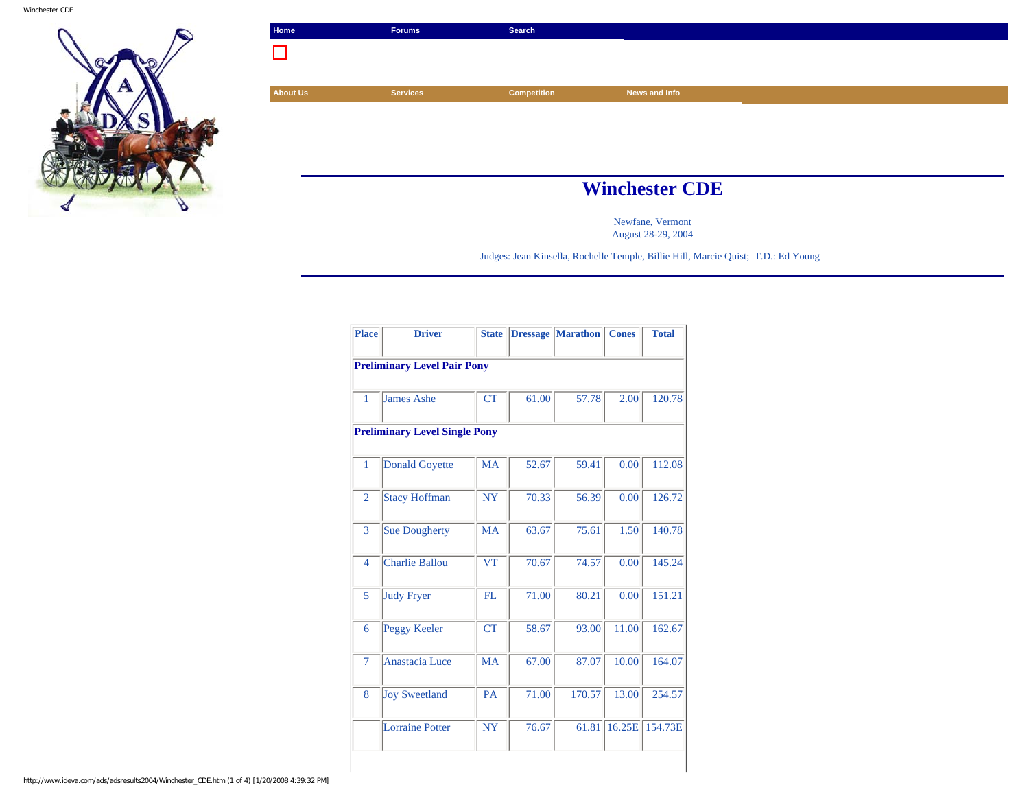Home | Forums | Search

About Us | Services | Competition | News and Info

# Winchester CDE

Newfane, Vermont
August 28-29, 2004

Judges: Jean Kinsella, Rochelle Temple, Billie Hill, Marcie Quist; T.D.: Ed Young

| Place | Driver | State | Dressage | Marathon | Cones | Total |
|---|---|---|---|---|---|---|
| **Preliminary Level Pair Pony** | | | | | | |
| 1 | James Ashe | CT | 61.00 | 57.78 | 2.00 | 120.78 |
| **Preliminary Level Single Pony** | | | | | | |
| 1 | Donald Goyette | MA | 52.67 | 59.41 | 0.00 | 112.08 |
| 2 | Stacy Hoffman | NY | 70.33 | 56.39 | 0.00 | 126.72 |
| 3 | Sue Dougherty | MA | 63.67 | 75.61 | 1.50 | 140.78 |
| 4 | Charlie Ballou | VT | 70.67 | 74.57 | 0.00 | 145.24 |
| 5 | Judy Fryer | FL | 71.00 | 80.21 | 0.00 | 151.21 |
| 6 | Peggy Keeler | CT | 58.67 | 93.00 | 11.00 | 162.67 |
| 7 | Anastacia Luce | MA | 67.00 | 87.07 | 10.00 | 164.07 |
| 8 | Joy Sweetland | PA | 71.00 | 170.57 | 13.00 | 254.57 |
| | Lorraine Potter | NY | 76.67 | 61.81 | 16.25E | 154.73E |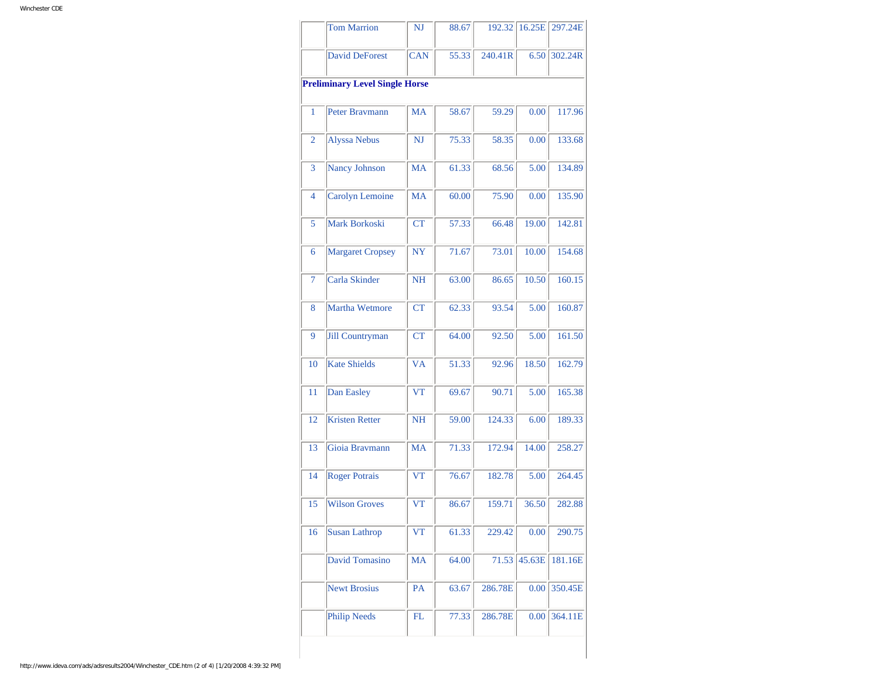| | | | | | | |
|---|---|---|---|---|---|---|
| | Tom Marrion | NJ | 88.67 | 192.32 | 16.25E | 297.24E |
| | David DeForest | CAN | 55.33 | 240.41R | 6.50 | 302.24R |
| **Preliminary Level Single Horse** | | | | | | |
| 1 | Peter Bravmann | MA | 58.67 | 59.29 | 0.00 | 117.96 |
| 2 | Alyssa Nebus | NJ | 75.33 | 58.35 | 0.00 | 133.68 |
| 3 | Nancy Johnson | MA | 61.33 | 68.56 | 5.00 | 134.89 |
| 4 | Carolyn Lemoine | MA | 60.00 | 75.90 | 0.00 | 135.90 |
| 5 | Mark Borkoski | CT | 57.33 | 66.48 | 19.00 | 142.81 |
| 6 | Margaret Cropsey | NY | 71.67 | 73.01 | 10.00 | 154.68 |
| 7 | Carla Skinder | NH | 63.00 | 86.65 | 10.50 | 160.15 |
| 8 | Martha Wetmore | CT | 62.33 | 93.54 | 5.00 | 160.87 |
| 9 | Jill Countryman | CT | 64.00 | 92.50 | 5.00 | 161.50 |
| 10 | Kate Shields | VA | 51.33 | 92.96 | 18.50 | 162.79 |
| 11 | Dan Easley | VT | 69.67 | 90.71 | 5.00 | 165.38 |
| 12 | Kristen Retter | NH | 59.00 | 124.33 | 6.00 | 189.33 |
| 13 | Gioia Bravmann | MA | 71.33 | 172.94 | 14.00 | 258.27 |
| 14 | Roger Potrais | VT | 76.67 | 182.78 | 5.00 | 264.45 |
| 15 | Wilson Groves | VT | 86.67 | 159.71 | 36.50 | 282.88 |
| 16 | Susan Lathrop | VT | 61.33 | 229.42 | 0.00 | 290.75 |
| | David Tomasino | MA | 64.00 | 71.53 | 45.63E | 181.16E |
| | Newt Brosius | PA | 63.67 | 286.78E | 0.00 | 350.45E |
| | Philip Needs | FL | 77.33 | 286.78E | 0.00 | 364.11E |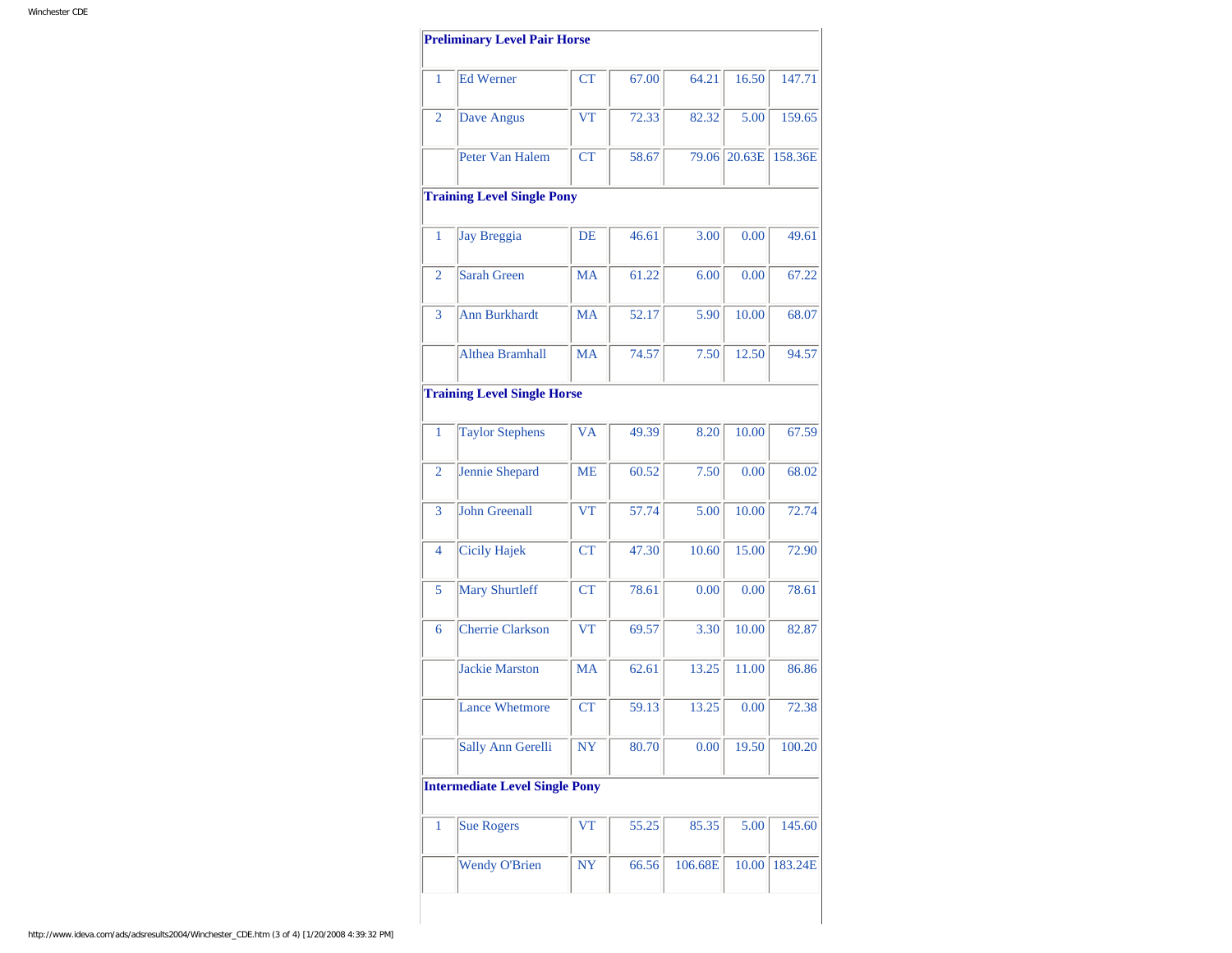| | | | | | | |
|---|---|---|---|---|---|---|
| **Preliminary Level Pair Horse** | | | | | | |
| 1 | Ed Werner | CT | 67.00 | 64.21 | 16.50 | 147.71 |
| 2 | Dave Angus | VT | 72.33 | 82.32 | 5.00 | 159.65 |
| | Peter Van Halem | CT | 58.67 | 79.06 | 20.63E | 158.36E |
| **Training Level Single Pony** | | | | | | |
| 1 | Jay Breggia | DE | 46.61 | 3.00 | 0.00 | 49.61 |
| 2 | Sarah Green | MA | 61.22 | 6.00 | 0.00 | 67.22 |
| 3 | Ann Burkhardt | MA | 52.17 | 5.90 | 10.00 | 68.07 |
| | Althea Bramhall | MA | 74.57 | 7.50 | 12.50 | 94.57 |
| **Training Level Single Horse** | | | | | | |
| 1 | Taylor Stephens | VA | 49.39 | 8.20 | 10.00 | 67.59 |
| 2 | Jennie Shepard | ME | 60.52 | 7.50 | 0.00 | 68.02 |
| 3 | John Greenall | VT | 57.74 | 5.00 | 10.00 | 72.74 |
| 4 | Cicily Hajek | CT | 47.30 | 10.60 | 15.00 | 72.90 |
| 5 | Mary Shurtleff | CT | 78.61 | 0.00 | 0.00 | 78.61 |
| 6 | Cherrie Clarkson | VT | 69.57 | 3.30 | 10.00 | 82.87 |
| | Jackie Marston | MA | 62.61 | 13.25 | 11.00 | 86.86 |
| | Lance Whetmore | CT | 59.13 | 13.25 | 0.00 | 72.38 |
| | Sally Ann Gerelli | NY | 80.70 | 0.00 | 19.50 | 100.20 |
| **Intermediate Level Single Pony** | | | | | | |
| 1 | Sue Rogers | VT | 55.25 | 85.35 | 5.00 | 145.60 |
| | Wendy O'Brien | NY | 66.56 | 106.68E | 10.00 | 183.24E |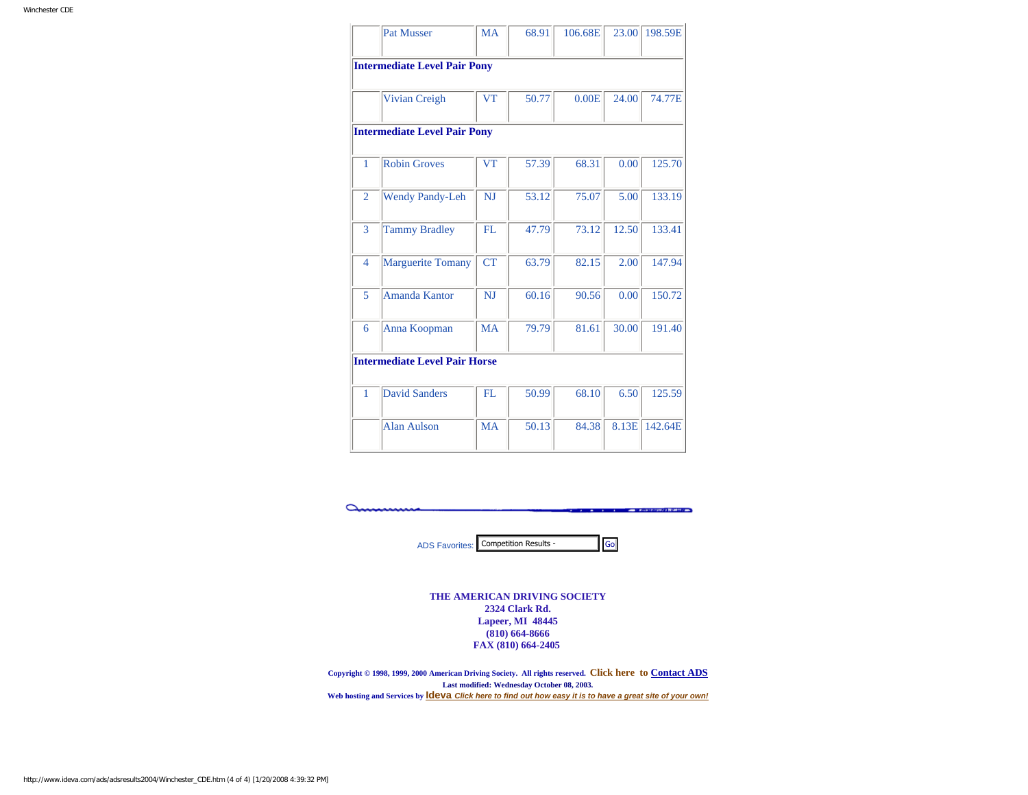| | | | | | | |
|---|---|---|---|---|---|---|
| | Pat Musser | MA | 68.91 | 106.68E | 23.00 | 198.59E |
| **Intermediate Level Pair Pony** | | | | | | |
| | Vivian Creigh | VT | 50.77 | 0.00E | 24.00 | 74.77E |
| **Intermediate Level Pair Pony** | | | | | | |
| 1 | Robin Groves | VT | 57.39 | 68.31 | 0.00 | 125.70 |
| 2 | Wendy Pandy-Leh | NJ | 53.12 | 75.07 | 5.00 | 133.19 |
| 3 | Tammy Bradley | FL | 47.79 | 73.12 | 12.50 | 133.41 |
| 4 | Marguerite Tomany | CT | 63.79 | 82.15 | 2.00 | 147.94 |
| 5 | Amanda Kantor | NJ | 60.16 | 90.56 | 0.00 | 150.72 |
| 6 | Anna Koopman | MA | 79.79 | 81.61 | 30.00 | 191.40 |
| **Intermediate Level Pair Horse** | | | | | | |
| 1 | David Sanders | FL | 50.99 | 68.10 | 6.50 | 125.59 |
| | Alan Aulson | MA | 50.13 | 84.38 | 8.13E | 142.64E |

ADS Favorites: Competition Results - Go

**THE AMERICAN DRIVING SOCIETY**
**2324 Clark Rd.**
**Lapeer, MI 48445**
**(810) 664-8666**
**FAX (810) 664-2405**

**Copyright © 1998, 1999, 2000 American Driving Society. All rights reserved. Click here to Contact ADS**
**Last modified: Wednesday October 08, 2003.**
**Web hosting and Services by Ideva *Click here to find out how easy it is to have a great site of your own!***